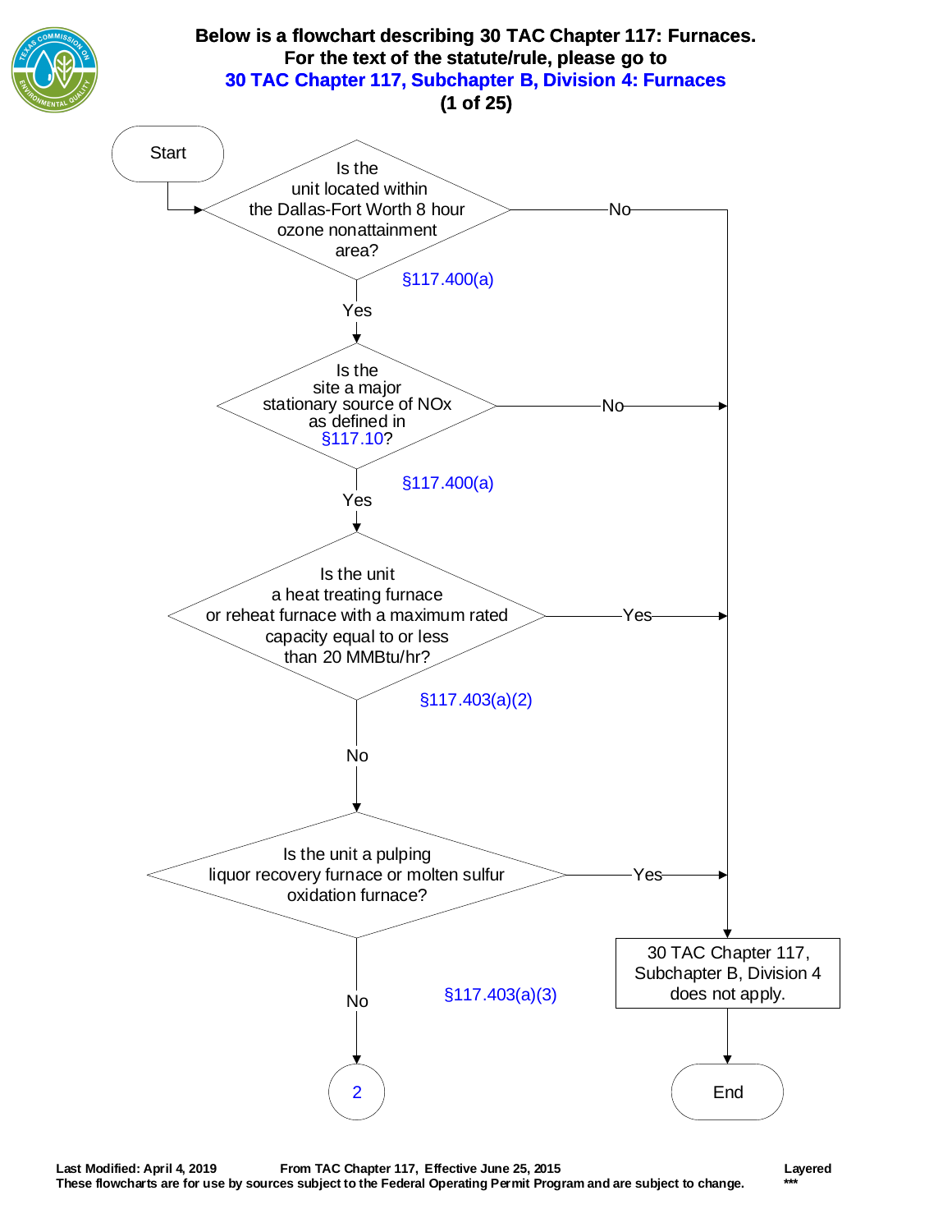**Below is a flowchart describing 30 TAC Chapter 117: Furnaces.**
**For the text of the statute/rule, please go to**
**30 TAC Chapter 117, Subchapter B, Division 4: Furnaces**

Start

Is the unit located within the Dallas-Fort Worth 8 hour ozone nonattainment area? §117.400(a)

- No → 30 TAC Chapter 117, Subchapter B, Division 4 does not apply.
- Yes ↓

Is the site a major stationary source of NOx as defined in §117.10? §117.400(a)

- No → 30 TAC Chapter 117, Subchapter B, Division 4 does not apply.
- Yes ↓

Is the unit a heat treating furnace or reheat furnace with a maximum rated capacity equal to or less than 20 MMBtu/hr? §117.403(a)(2)

- Yes → 30 TAC Chapter 117, Subchapter B, Division 4 does not apply.
- No ↓

Is the unit a pulping liquor recovery furnace or molten sulfur oxidation furnace? §117.403(a)(3)

- Yes → 30 TAC Chapter 117, Subchapter B, Division 4 does not apply.
- No → 2

30 TAC Chapter 117, Subchapter B, Division 4 does not apply. → End

Last Modified: April 4, 2019 From TAC Chapter 117, Effective June 25, 2015 Layered
These flowcharts are for use by sources subject to the Federal Operating Permit Program and are subject to change. ***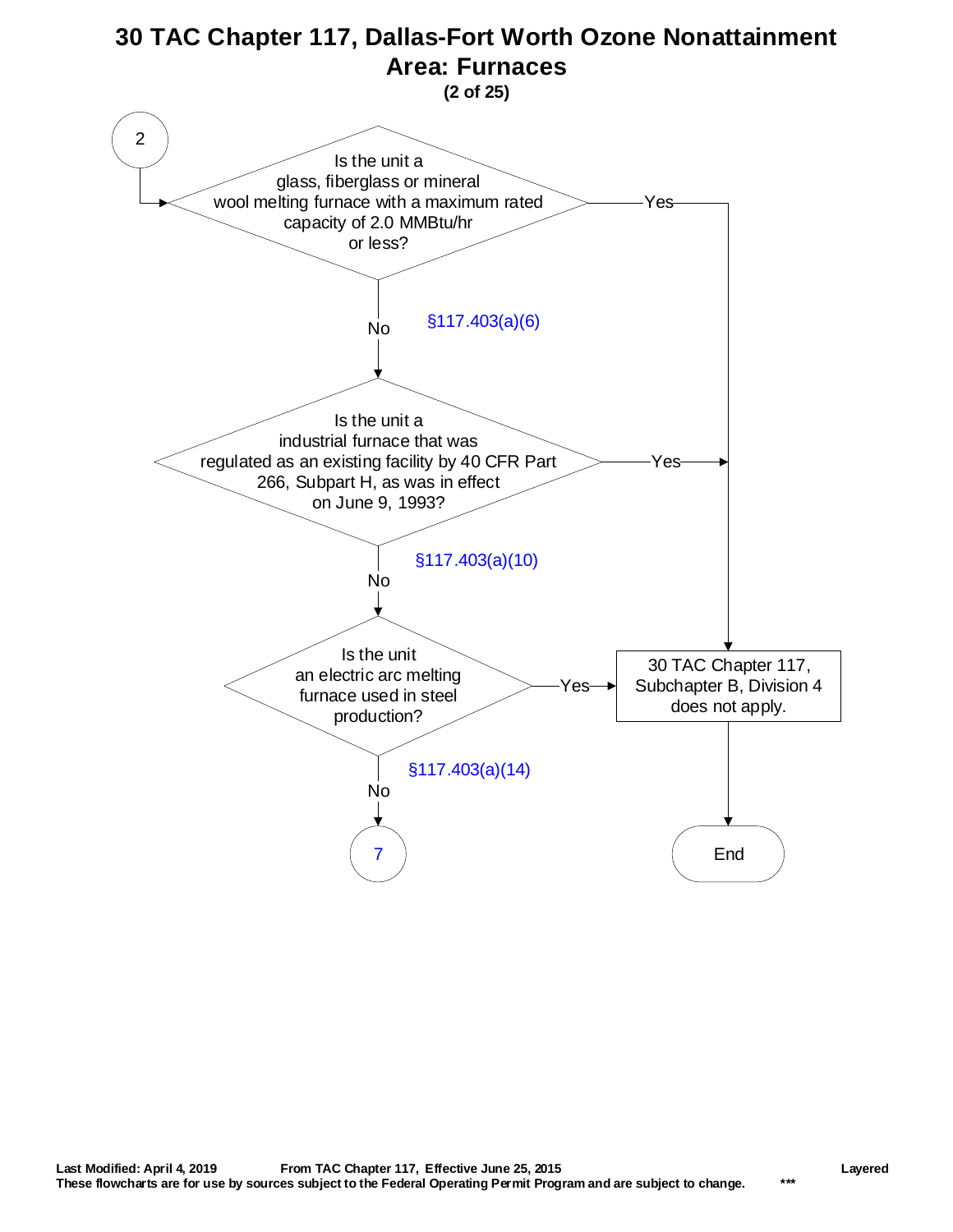# 30 TAC Chapter 117, Dallas-Fort Worth Ozone Nonattainment Area: Furnaces

**(2 of 25)**

**2**

**Is the unit a glass, fiberglass or mineral wool melting furnace with a maximum rated capacity of 2.0 MMBtu/hr or less?** (§117.403(a)(6))

- Yes → 30 TAC Chapter 117, Subchapter B, Division 4 does not apply. → End
- No → next question

**Is the unit a industrial furnace that was regulated as an existing facility by 40 CFR Part 266, Subpart H, as was in effect on June 9, 1993?** (§117.403(a)(10))

- Yes → 30 TAC Chapter 117, Subchapter B, Division 4 does not apply. → End
- No → next question

**Is the unit an electric arc melting furnace used in steel production?** (§117.403(a)(14))

- Yes → 30 TAC Chapter 117, Subchapter B, Division 4 does not apply. → End
- No → 7

Last Modified: April 4, 2019 From TAC Chapter 117, Effective June 25, 2015 Layered

These flowcharts are for use by sources subject to the Federal Operating Permit Program and are subject to change. ***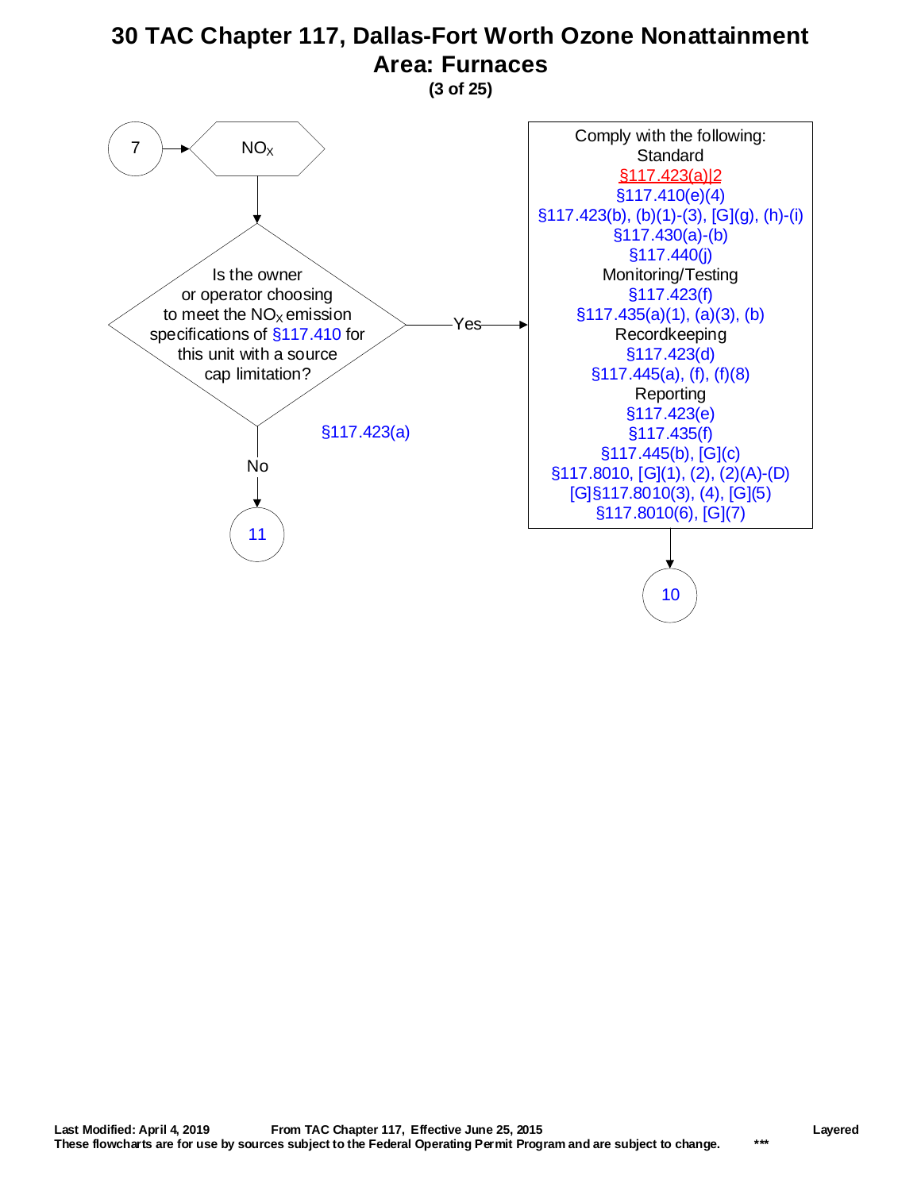# 30 TAC Chapter 117, Dallas-Fort Worth Ozone Nonattainment Area: Furnaces

(3 of 25)

7 → $NO_X$

**Is the owner or operator choosing to meet the $NO_X$ emission specifications of §117.410 for this unit with a source cap limitation?**

§117.423(a)

- **Yes** → Comply with the following:
  - Standard
    - §117.423(a)|2
    - §117.410(e)(4)
    - §117.423(b), (b)(1)-(3), [G](g), (h)-(i)
    - §117.430(a)-(b)
    - §117.440(j)
  - Monitoring/Testing
    - §117.423(f)
    - §117.435(a)(1), (a)(3), (b)
  - Recordkeeping
    - §117.423(d)
    - §117.445(a), (f), (f)(8)
  - Reporting
    - §117.423(e)
    - §117.435(f)
    - §117.445(b), [G](c)
    - §117.8010, [G](1), (2), (2)(A)-(D)
    - [G]§117.8010(3), (4), [G](5)
    - §117.8010(6), [G](7)

  → 10
- **No** → 11

Last Modified: April 4, 2019 From TAC Chapter 117, Effective June 25, 2015 Layered

These flowcharts are for use by sources subject to the Federal Operating Permit Program and are subject to change. ***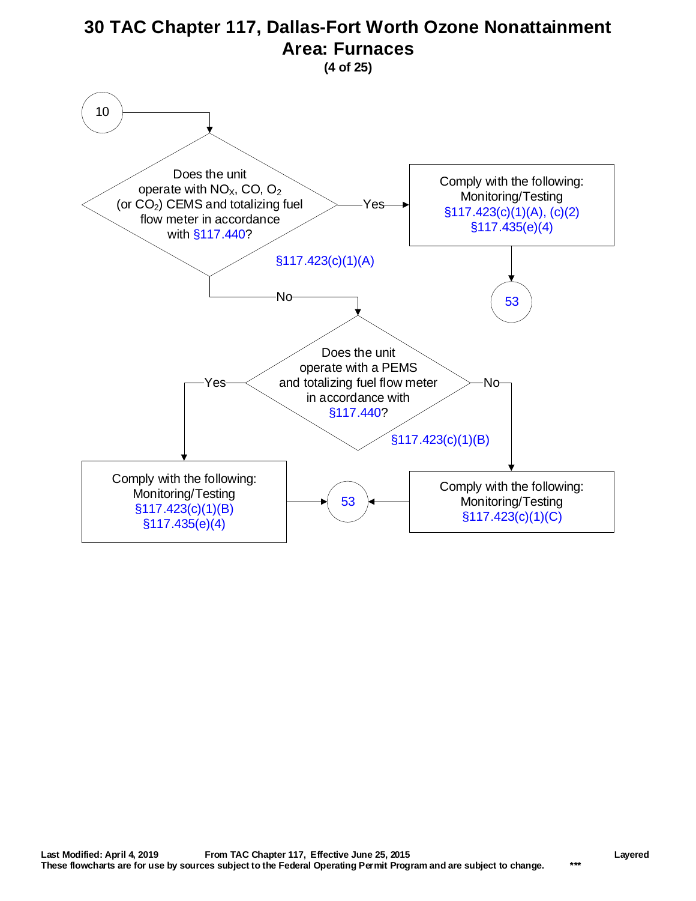# 30 TAC Chapter 117, Dallas-Fort Worth Ozone Nonattainment Area: Furnaces

**(4 of 25)**

10

Does the unit operate with $NO_X$, CO, $O_2$ (or $CO_2$) CEMS and totalizing fuel flow meter in accordance with §117.440?

§117.423(c)(1)(A)

Yes → Comply with the following: Monitoring/Testing §117.423(c)(1)(A), (c)(2) §117.435(e)(4) → 53

No ↓

Does the unit operate with a PEMS and totalizing fuel flow meter in accordance with §117.440?

§117.423(c)(1)(B)

Yes → Comply with the following: Monitoring/Testing §117.423(c)(1)(B) §117.435(e)(4) → 53

No → Comply with the following: Monitoring/Testing §117.423(c)(1)(C) → 53

Last Modified: April 4, 2019 From TAC Chapter 117, Effective June 25, 2015 Layered

These flowcharts are for use by sources subject to the Federal Operating Permit Program and are subject to change. ***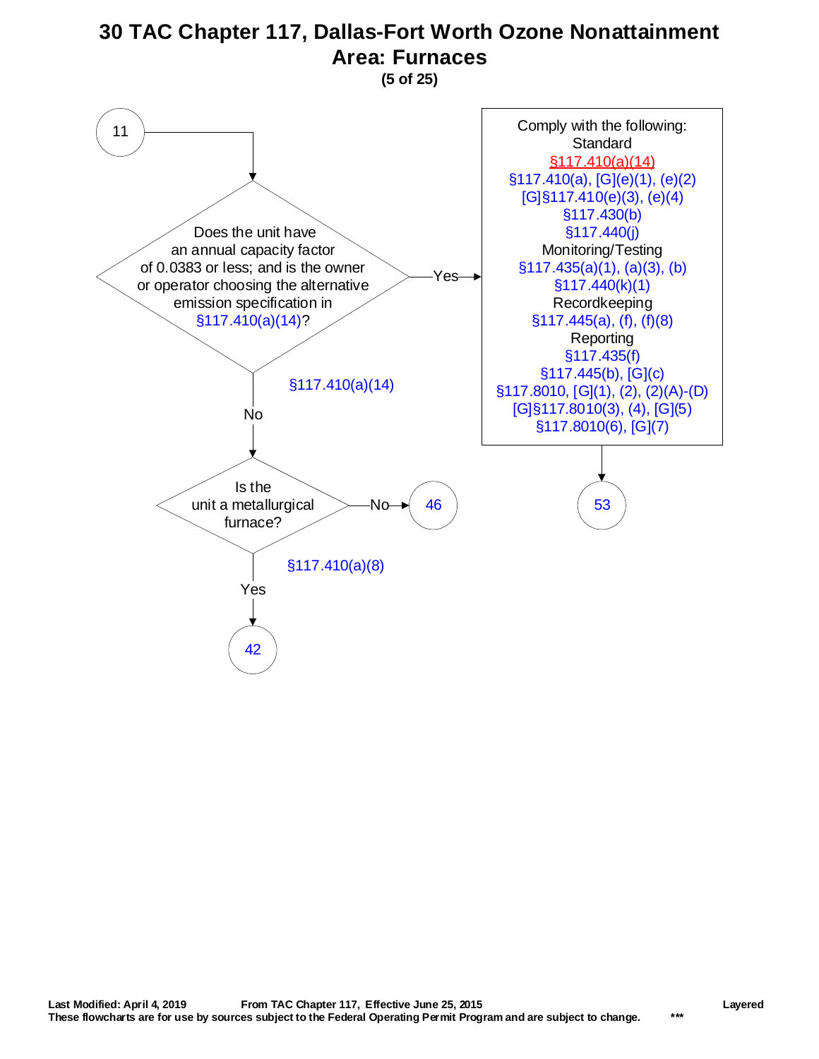# 30 TAC Chapter 117, Dallas-Fort Worth Ozone Nonattainment Area: Furnaces

**(5 of 25)**

**11** → 

**Does the unit have an annual capacity factor of 0.0383 or less; and is the owner or operator choosing the alternative emission specification in §117.410(a)(14)?** (§117.410(a)(14))

- **Yes** → Comply with the following:
  - Standard
    - §117.410(a)(14)
    - §117.410(a), [G](e)(1), (e)(2)
    - [G]§117.410(e)(3), (e)(4)
    - §117.430(b)
    - §117.440(j)
  - Monitoring/Testing
    - §117.435(a)(1), (a)(3), (b)
    - §117.440(k)(1)
  - Recordkeeping
    - §117.445(a), (f), (f)(8)
  - Reporting
    - §117.435(f)
    - §117.445(b), [G](c)
    - §117.8010, [G](1), (2), (2)(A)-(D)
    - [G]§117.8010(3), (4), [G](5)
    - §117.8010(6), [G](7)

  → **53**

- **No** → **Is the unit a metallurgical furnace?** (§117.410(a)(8))
  - **No** → **46**
  - **Yes** → **42**

Last Modified: April 4, 2019 — From TAC Chapter 117, Effective June 25, 2015 — Layered

These flowcharts are for use by sources subject to the Federal Operating Permit Program and are subject to change. ***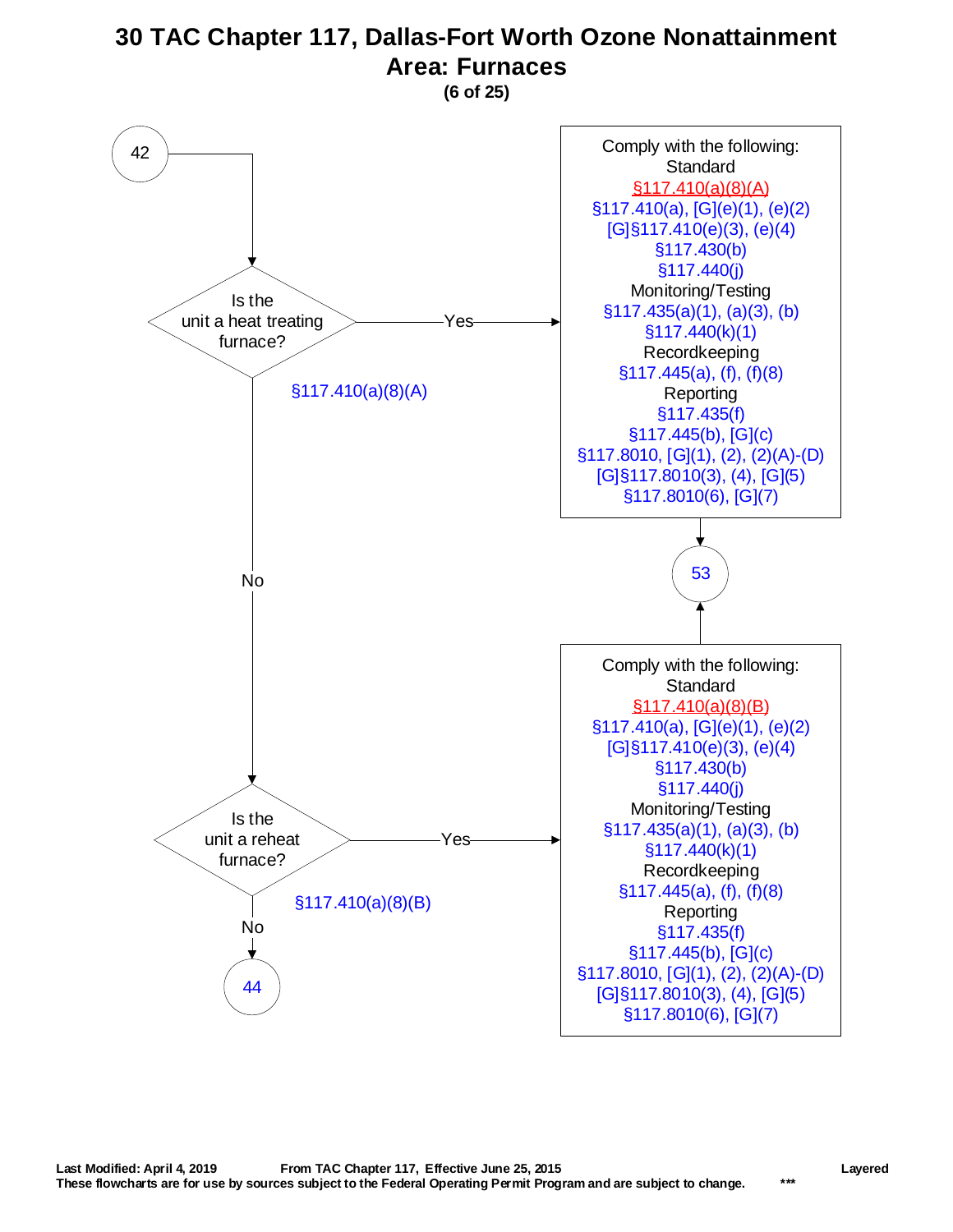# 30 TAC Chapter 117, Dallas-Fort Worth Ozone Nonattainment Area: Furnaces

**(6 of 25)**

**42**

**Is the unit a heat treating furnace?** §117.410(a)(8)(A)

- **Yes** → Comply with the following:
  - Standard
    - §117.410(a)(8)(A)
    - §117.410(a), [G](e)(1), (e)(2)
    - [G]§117.410(e)(3), (e)(4)
    - §117.430(b)
    - §117.440(j)
  - Monitoring/Testing
    - §117.435(a)(1), (a)(3), (b)
    - §117.440(k)(1)
  - Recordkeeping
    - §117.445(a), (f), (f)(8)
  - Reporting
    - §117.435(f)
    - §117.445(b), [G](c)
    - §117.8010, [G](1), (2), (2)(A)-(D)
    - [G]§117.8010(3), (4), [G](5)
    - §117.8010(6), [G](7)
  
  → **53**

- **No** → **Is the unit a reheat furnace?** §117.410(a)(8)(B)
  - **Yes** → Comply with the following:
    - Standard
      - §117.410(a)(8)(B)
      - §117.410(a), [G](e)(1), (e)(2)
      - [G]§117.410(e)(3), (e)(4)
      - §117.430(b)
      - §117.440(j)
    - Monitoring/Testing
      - §117.435(a)(1), (a)(3), (b)
      - §117.440(k)(1)
    - Recordkeeping
      - §117.445(a), (f), (f)(8)
    - Reporting
      - §117.435(f)
      - §117.445(b), [G](c)
      - §117.8010, [G](1), (2), (2)(A)-(D)
      - [G]§117.8010(3), (4), [G](5)
      - §117.8010(6), [G](7)
    
    → **53**
  - **No** → **44**

Last Modified: April 4, 2019 From TAC Chapter 117, Effective June 25, 2015 Layered

These flowcharts are for use by sources subject to the Federal Operating Permit Program and are subject to change. ***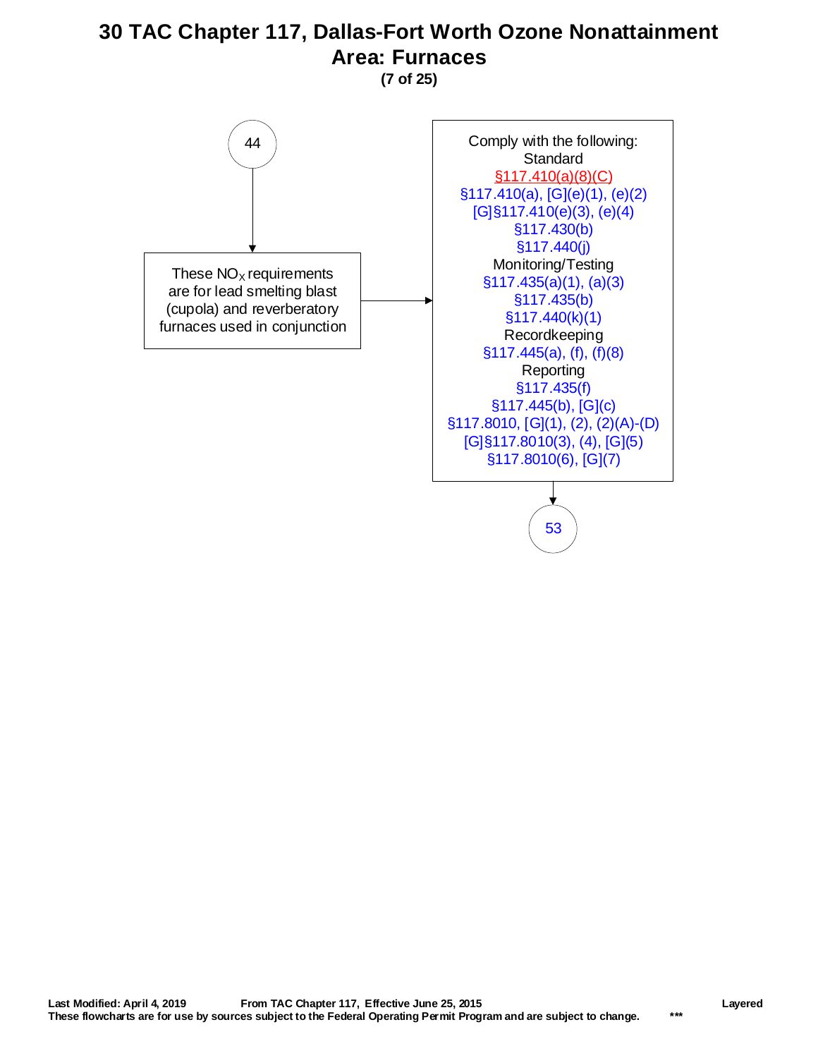# 30 TAC Chapter 117, Dallas-Fort Worth Ozone Nonattainment Area: Furnaces

**(7 of 25)**

44

These $NO_X$ requirements are for lead smelting blast (cupola) and reverberatory furnaces used in conjunction

Comply with the following:

Standard

§117.410(a)(8)(C)

§117.410(a), [G](e)(1), (e)(2)

[G]§117.410(e)(3), (e)(4)

§117.430(b)

§117.440(j)

Monitoring/Testing

§117.435(a)(1), (a)(3)

§117.435(b)

§117.440(k)(1)

Recordkeeping

§117.445(a), (f), (f)(8)

Reporting

§117.435(f)

§117.445(b), [G](c)

§117.8010, [G](1), (2), (2)(A)-(D)

[G]§117.8010(3), (4), [G](5)

§117.8010(6), [G](7)

53

**Last Modified: April 4, 2019** **From TAC Chapter 117, Effective June 25, 2015** **Layered**

**These flowcharts are for use by sources subject to the Federal Operating Permit Program and are subject to change.** *******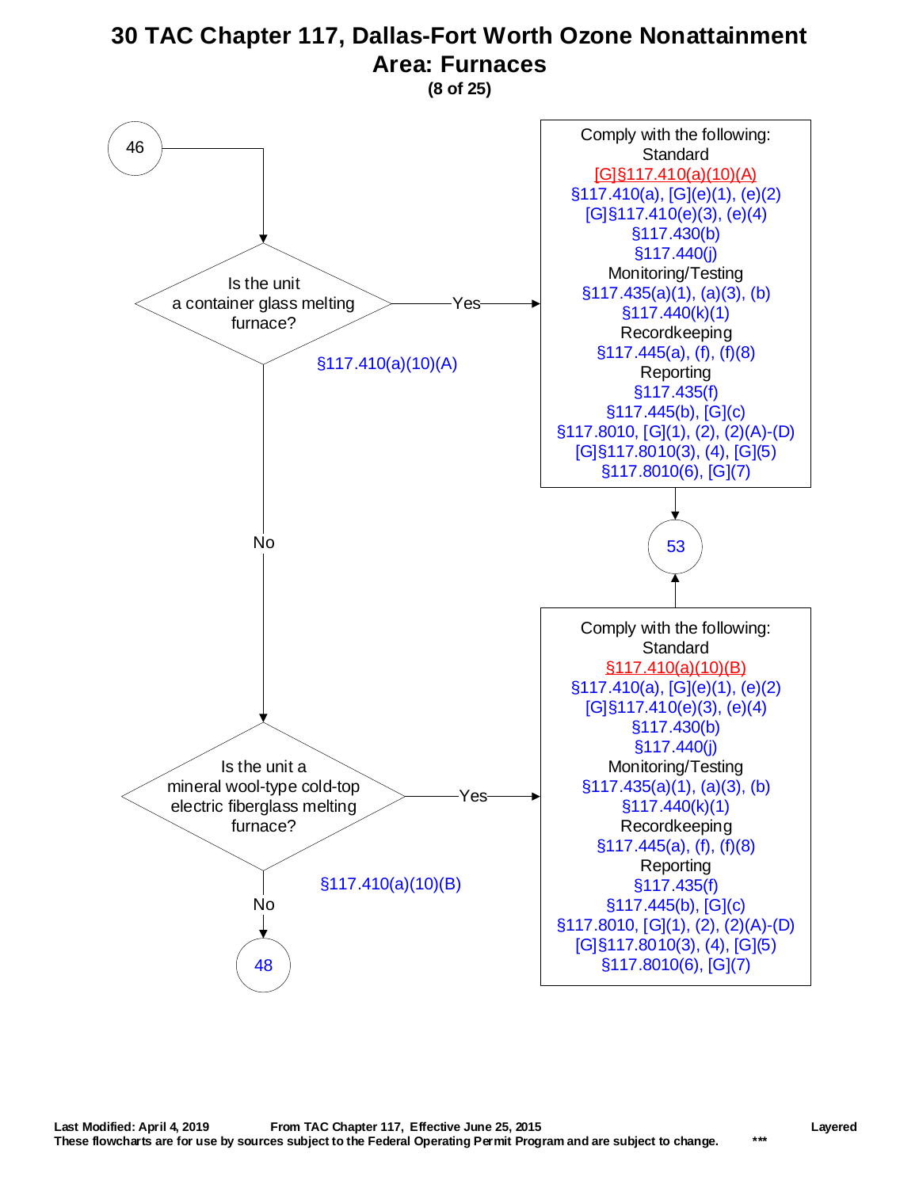# 30 TAC Chapter 117, Dallas-Fort Worth Ozone Nonattainment Area: Furnaces

**(8 of 25)**

46

**Is the unit a container glass melting furnace?**
§117.410(a)(10)(A)

- **Yes** →

Comply with the following:

Standard
[G]§117.410(a)(10)(A)
§117.410(a), [G](e)(1), (e)(2)
[G]§117.410(e)(3), (e)(4)
§117.430(b)
§117.440(j)

Monitoring/Testing
§117.435(a)(1), (a)(3), (b)
§117.440(k)(1)

Recordkeeping
§117.445(a), (f), (f)(8)

Reporting
§117.435(f)
§117.445(b), [G](c)
§117.8010, [G](1), (2), (2)(A)-(D)
[G]§117.8010(3), (4), [G](5)
§117.8010(6), [G](7)

→ 53

- **No** →

**Is the unit a mineral wool-type cold-top electric fiberglass melting furnace?**
§117.410(a)(10)(B)

- **Yes** →

Comply with the following:

Standard
§117.410(a)(10)(B)
§117.410(a), [G](e)(1), (e)(2)
[G]§117.410(e)(3), (e)(4)
§117.430(b)
§117.440(j)

Monitoring/Testing
§117.435(a)(1), (a)(3), (b)
§117.440(k)(1)

Recordkeeping
§117.445(a), (f), (f)(8)

Reporting
§117.435(f)
§117.445(b), [G](c)
§117.8010, [G](1), (2), (2)(A)-(D)
[G]§117.8010(3), (4), [G](5)
§117.8010(6), [G](7)

→ 53

- **No** → 48

Last Modified: April 4, 2019 From TAC Chapter 117, Effective June 25, 2015 Layered

These flowcharts are for use by sources subject to the Federal Operating Permit Program and are subject to change. ***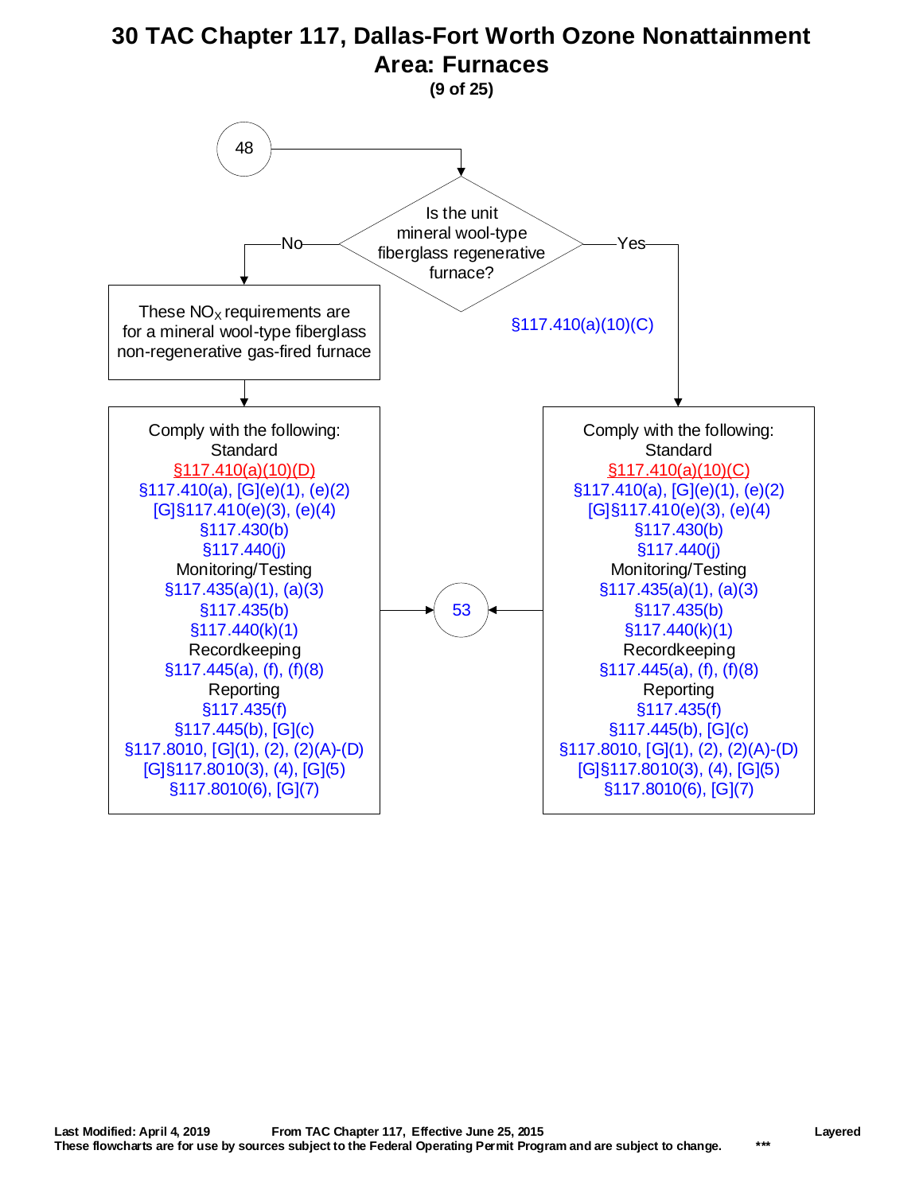# 30 TAC Chapter 117, Dallas-Fort Worth Ozone Nonattainment Area: Furnaces

**(9 of 25)**

48

**Is the unit mineral wool-type fiberglass regenerative furnace?**

**No:**

These $NO_X$ requirements are for a mineral wool-type fiberglass non-regenerative gas-fired furnace

Comply with the following:

Standard
§117.410(a)(10)(D)
§117.410(a), [G](e)(1), (e)(2)
[G]§117.410(e)(3), (e)(4)
§117.430(b)
§117.440(j)

Monitoring/Testing
§117.435(a)(1), (a)(3)
§117.435(b)
§117.440(k)(1)

Recordkeeping
§117.445(a), (f), (f)(8)

Reporting
§117.435(f)
§117.445(b), [G](c)
§117.8010, [G](1), (2), (2)(A)-(D)
[G]§117.8010(3), (4), [G](5)
§117.8010(6), [G](7)

→ 53

**Yes:** §117.410(a)(10)(C)

Comply with the following:

Standard
§117.410(a)(10)(C)
§117.410(a), [G](e)(1), (e)(2)
[G]§117.410(e)(3), (e)(4)
§117.430(b)
§117.440(j)

Monitoring/Testing
§117.435(a)(1), (a)(3)
§117.435(b)
§117.440(k)(1)

Recordkeeping
§117.445(a), (f), (f)(8)

Reporting
§117.435(f)
§117.445(b), [G](c)
§117.8010, [G](1), (2), (2)(A)-(D)
[G]§117.8010(3), (4), [G](5)
§117.8010(6), [G](7)

→ 53

Last Modified: April 4, 2019 From TAC Chapter 117, Effective June 25, 2015 Layered

These flowcharts are for use by sources subject to the Federal Operating Permit Program and are subject to change. ***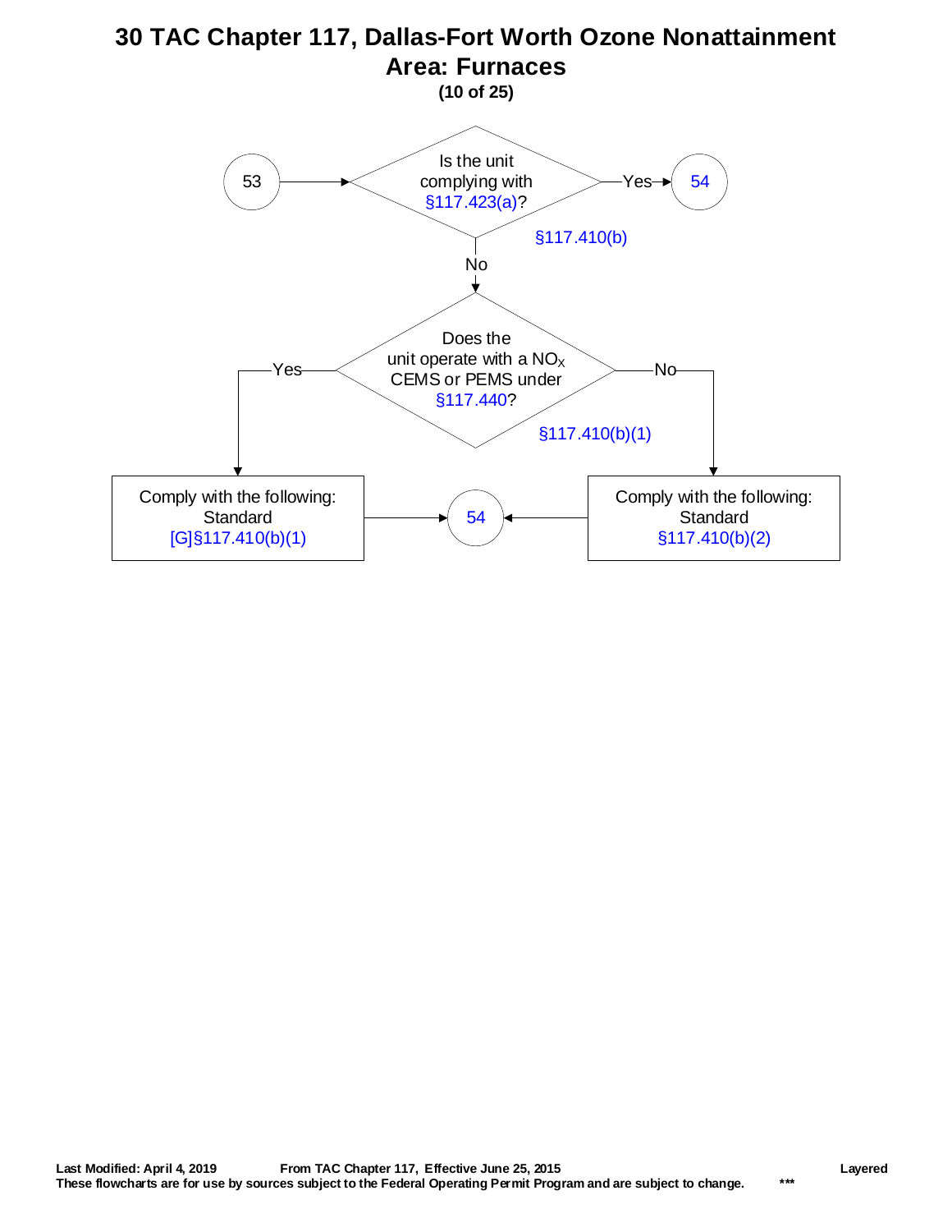# 30 TAC Chapter 117, Dallas-Fort Worth Ozone Nonattainment Area: Furnaces

**(10 of 25)**

53 → Is the unit complying with §117.423(a)? (§117.410(b))

- Yes → 54
- No → Does the unit operate with a $NO_X$ CEMS or PEMS under §117.440? (§117.410(b)(1))
  - Yes → Comply with the following: Standard [G]§117.410(b)(1) → 54
  - No → Comply with the following: Standard §117.410(b)(2) → 54

**Last Modified: April 4, 2019** **From TAC Chapter 117, Effective June 25, 2015** **Layered**

**These flowcharts are for use by sources subject to the Federal Operating Permit Program and are subject to change.** ***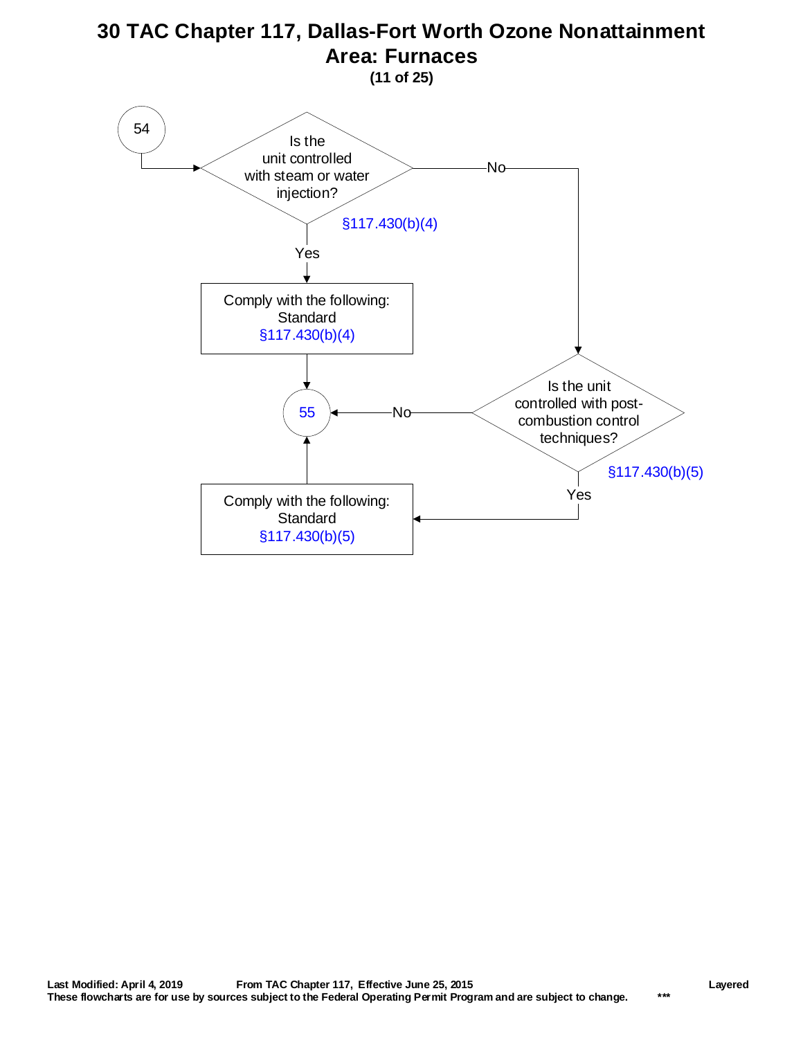# 30 TAC Chapter 117, Dallas-Fort Worth Ozone Nonattainment Area: Furnaces

**(11 of 25)**

54 → Is the unit controlled with steam or water injection? §117.430(b)(4)

- Yes → Comply with the following: Standard §117.430(b)(4) → 55
- No → Is the unit controlled with post-combustion control techniques? §117.430(b)(5)
  - Yes → Comply with the following: Standard §117.430(b)(5) → 55
  - No → 55

Last Modified: April 4, 2019 From TAC Chapter 117, Effective June 25, 2015 Layered

These flowcharts are for use by sources subject to the Federal Operating Permit Program and are subject to change. ***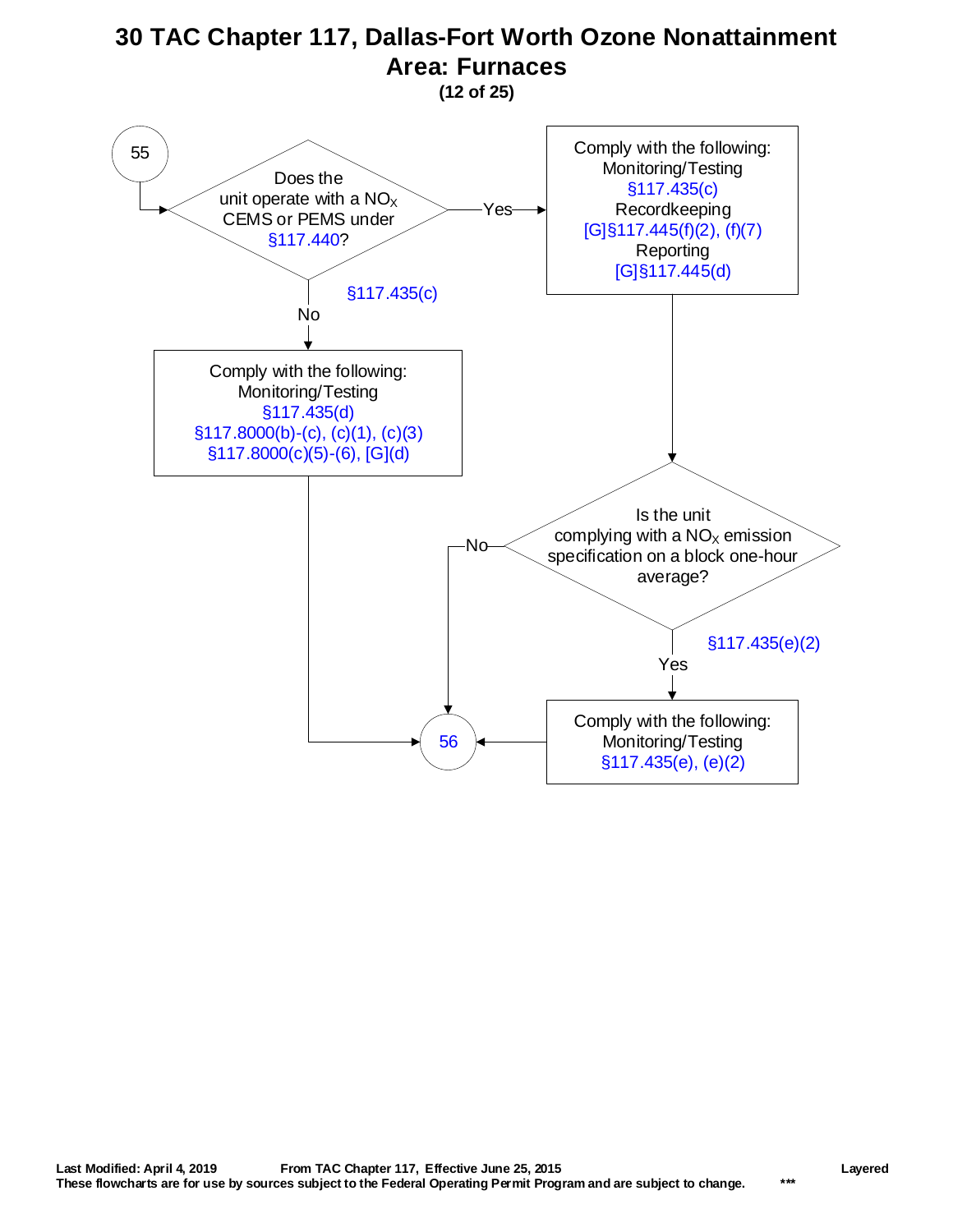# 30 TAC Chapter 117, Dallas-Fort Worth Ozone Nonattainment Area: Furnaces

**(12 of 25)**

55

Does the unit operate with a $NO_X$ CEMS or PEMS under §117.440?

§117.435(c)

Yes → Comply with the following:
Monitoring/Testing
§117.435(c)
Recordkeeping
[G]§117.445(f)(2), (f)(7)
Reporting
[G]§117.445(d)

No → Comply with the following:
Monitoring/Testing
§117.435(d)
§117.8000(b)-(c), (c)(1), (c)(3)
§117.8000(c)(5)-(6), [G](d)

→ 56

Is the unit complying with a $NO_X$ emission specification on a block one-hour average?

§117.435(e)(2)

No → 56

Yes → Comply with the following:
Monitoring/Testing
§117.435(e), (e)(2)

→ 56

**Last Modified: April 4, 2019** **From TAC Chapter 117, Effective June 25, 2015** **Layered**

**These flowcharts are for use by sources subject to the Federal Operating Permit Program and are subject to change.** *****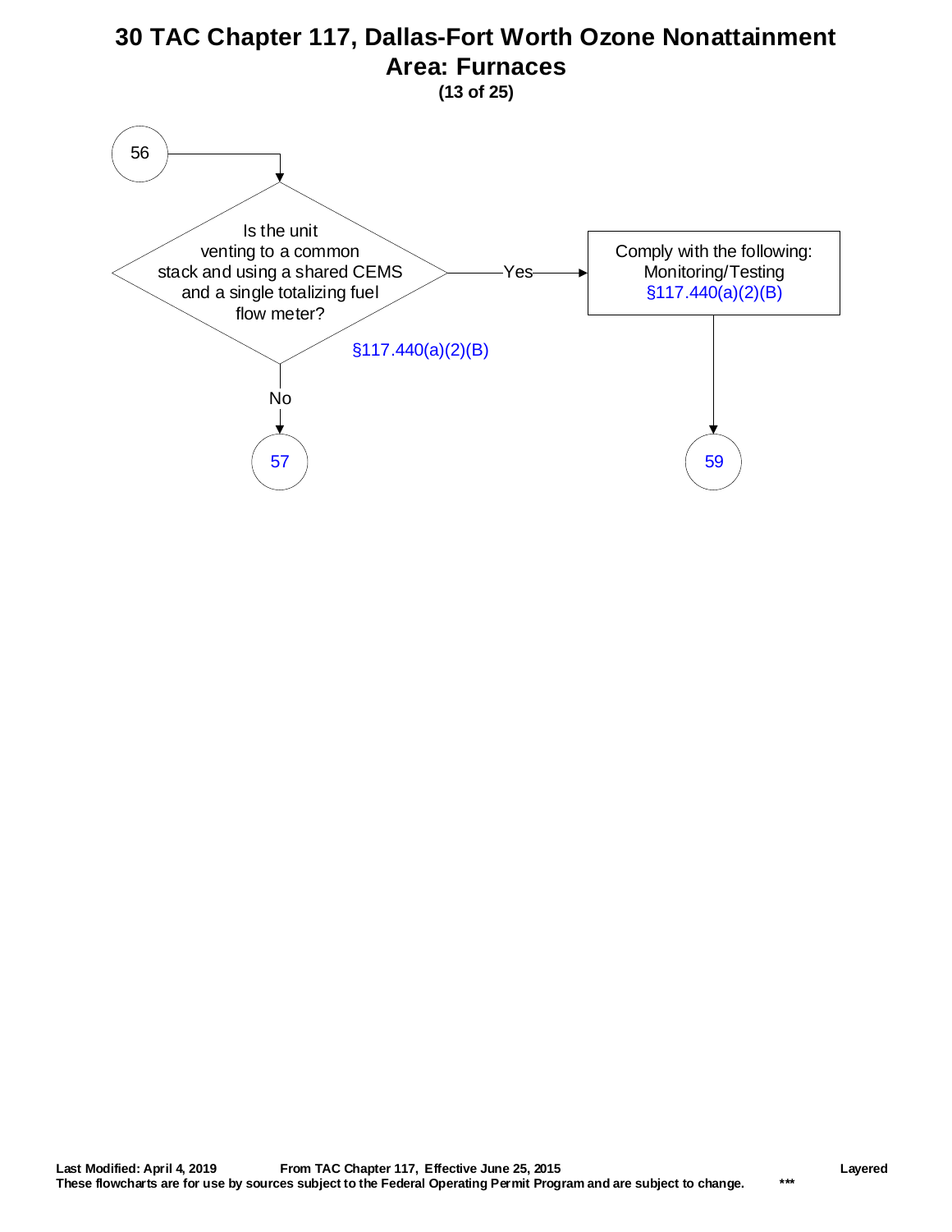# 30 TAC Chapter 117, Dallas-Fort Worth Ozone Nonattainment Area: Furnaces

**(13 of 25)**

56

Is the unit venting to a common stack and using a shared CEMS and a single totalizing fuel flow meter?

§117.440(a)(2)(B)

Yes → Comply with the following: Monitoring/Testing §117.440(a)(2)(B) → 59

No → 57

Last Modified: April 4, 2019 From TAC Chapter 117, Effective June 25, 2015 Layered

These flowcharts are for use by sources subject to the Federal Operating Permit Program and are subject to change. ***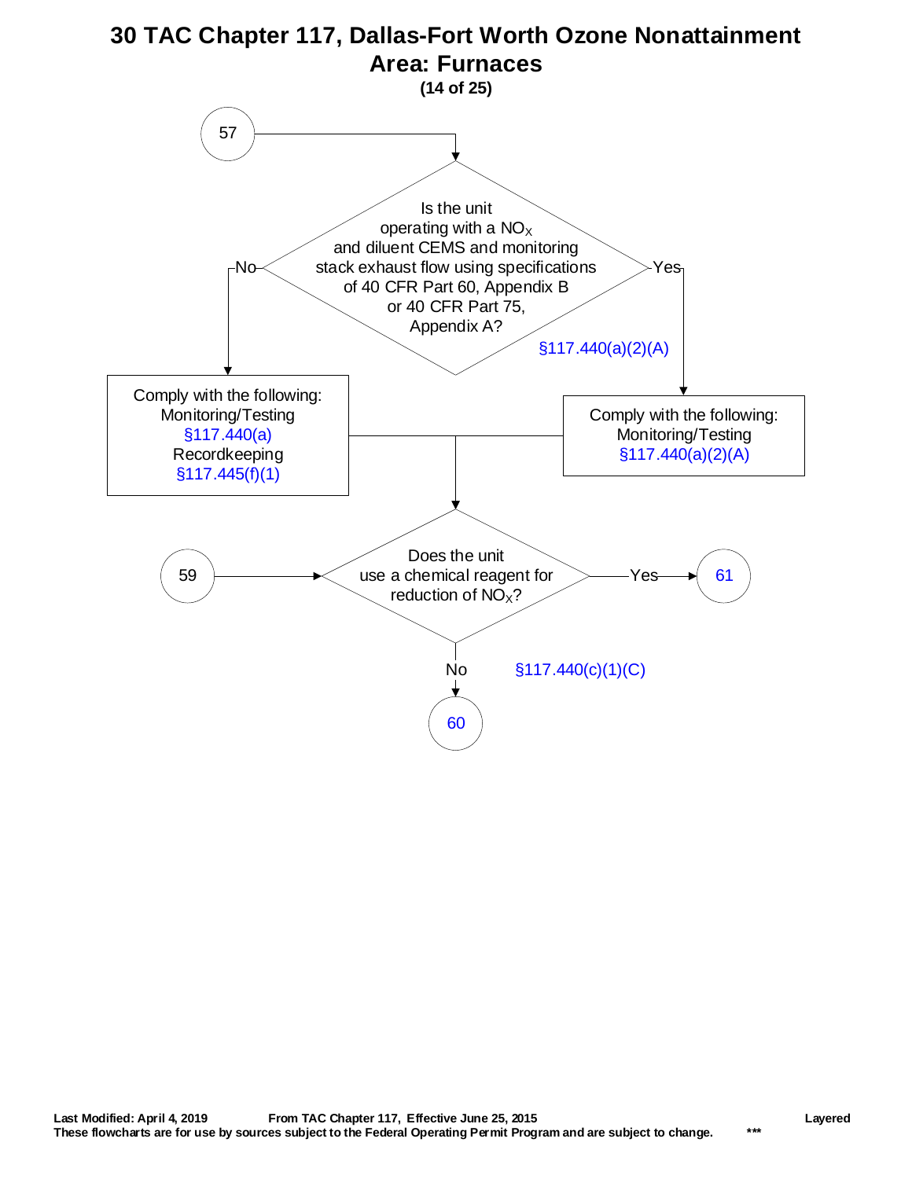# 30 TAC Chapter 117, Dallas-Fort Worth Ozone Nonattainment Area: Furnaces

**(14 of 25)**

57 → Is the unit operating with a $NO_X$ and diluent CEMS and monitoring stack exhaust flow using specifications of 40 CFR Part 60, Appendix B or 40 CFR Part 75, Appendix A? §117.440(a)(2)(A)

- **No** → Comply with the following: Monitoring/Testing §117.440(a) Recordkeeping §117.445(f)(1)
- **Yes** → Comply with the following: Monitoring/Testing §117.440(a)(2)(A)

Both paths → Does the unit use a chemical reagent for reduction of $NO_X$? §117.440(c)(1)(C)

59 → Does the unit use a chemical reagent for reduction of $NO_X$?

- **Yes** → 61
- **No** → 60

Last Modified: April 4, 2019 From TAC Chapter 117, Effective June 25, 2015 Layered

These flowcharts are for use by sources subject to the Federal Operating Permit Program and are subject to change. ***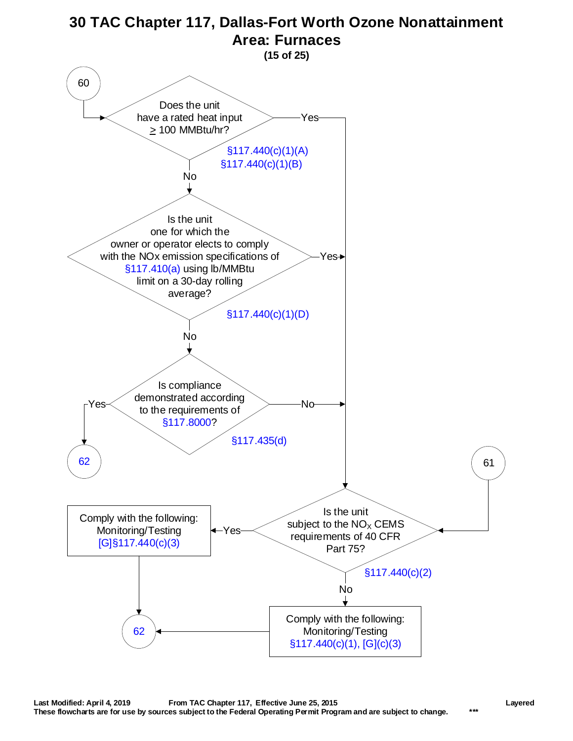# 30 TAC Chapter 117, Dallas-Fort Worth Ozone Nonattainment Area: Furnaces

**(15 of 25)**

60

Does the unit have a rated heat input ≥ 100 MMBtu/hr?

§117.440(c)(1)(A)
§117.440(c)(1)(B)

- Yes → Is the unit subject to the $NO_X$ CEMS requirements of 40 CFR Part 75?
- No → Is the unit one for which the owner or operator elects to comply with the NOx emission specifications of §117.410(a) using lb/MMBtu limit on a 30-day rolling average?

Is the unit one for which the owner or operator elects to comply with the NOx emission specifications of §117.410(a) using lb/MMBtu limit on a 30-day rolling average?

§117.440(c)(1)(D)

- Yes → Is the unit subject to the $NO_X$ CEMS requirements of 40 CFR Part 75?
- No → Is compliance demonstrated according to the requirements of §117.8000?

Is compliance demonstrated according to the requirements of §117.8000?

§117.435(d)

- Yes → 62
- No → Is the unit subject to the $NO_X$ CEMS requirements of 40 CFR Part 75?

61 → Is the unit subject to the $NO_X$ CEMS requirements of 40 CFR Part 75?

Is the unit subject to the $NO_X$ CEMS requirements of 40 CFR Part 75?

§117.440(c)(2)

- Yes → Comply with the following: Monitoring/Testing [G]§117.440(c)(3) → 62
- No → Comply with the following: Monitoring/Testing §117.440(c)(1), [G](c)(3) → 62

Last Modified: April 4, 2019 From TAC Chapter 117, Effective June 25, 2015 Layered

These flowcharts are for use by sources subject to the Federal Operating Permit Program and are subject to change. ***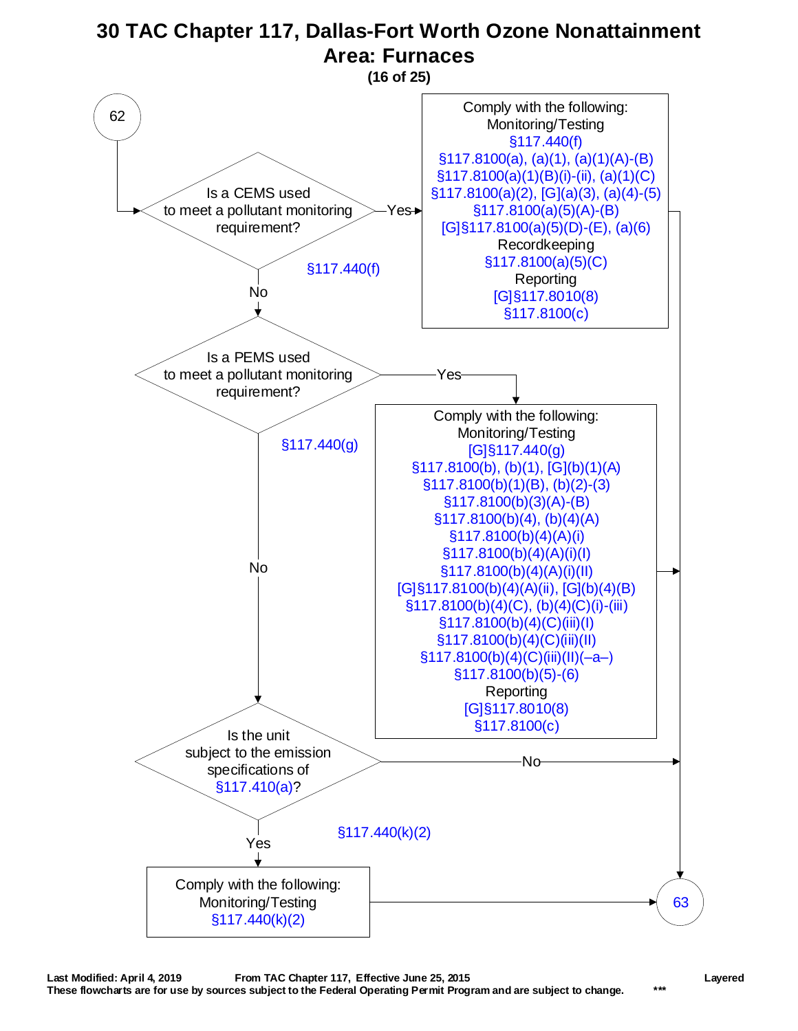# 30 TAC Chapter 117, Dallas-Fort Worth Ozone Nonattainment Area: Furnaces

**(16 of 25)**

62

**Is a CEMS used to meet a pollutant monitoring requirement?** (§117.440(f))

- **Yes** → Comply with the following:
  - Monitoring/Testing
    - §117.440(f)
    - §117.8100(a), (a)(1), (a)(1)(A)-(B)
    - §117.8100(a)(1)(B)(i)-(ii), (a)(1)(C)
    - §117.8100(a)(2), [G](a)(3), (a)(4)-(5)
    - §117.8100(a)(5)(A)-(B)
    - [G]§117.8100(a)(5)(D)-(E), (a)(6)
  - Recordkeeping
    - §117.8100(a)(5)(C)
  - Reporting
    - [G]§117.8010(8)
    - §117.8100(c)
  
  → 63
- **No** → Is a PEMS used to meet a pollutant monitoring requirement?

**Is a PEMS used to meet a pollutant monitoring requirement?** (§117.440(g))

- **Yes** → Comply with the following:
  - Monitoring/Testing
    - [G]§117.440(g)
    - §117.8100(b), (b)(1), [G](b)(1)(A)
    - §117.8100(b)(1)(B), (b)(2)-(3)
    - §117.8100(b)(3)(A)-(B)
    - §117.8100(b)(4), (b)(4)(A)
    - §117.8100(b)(4)(A)(i)
    - §117.8100(b)(4)(A)(i)(I)
    - §117.8100(b)(4)(A)(i)(II)
    - [G]§117.8100(b)(4)(A)(ii), [G](b)(4)(B)
    - §117.8100(b)(4)(C), (b)(4)(C)(i)-(iii)
    - §117.8100(b)(4)(C)(iii)(I)
    - §117.8100(b)(4)(C)(iii)(II)
    - §117.8100(b)(4)(C)(iii)(II)(–a–)
    - §117.8100(b)(5)-(6)
  - Reporting
    - [G]§117.8010(8)
    - §117.8100(c)
  
  → 63
- **No** → Is the unit subject to the emission specifications of §117.410(a)?

**Is the unit subject to the emission specifications of §117.410(a)?** (§117.440(k)(2))

- **No** → 63
- **Yes** → Comply with the following:
  - Monitoring/Testing
    - §117.440(k)(2)
  
  → 63

Last Modified: April 4, 2019 From TAC Chapter 117, Effective June 25, 2015 Layered

These flowcharts are for use by sources subject to the Federal Operating Permit Program and are subject to change. ***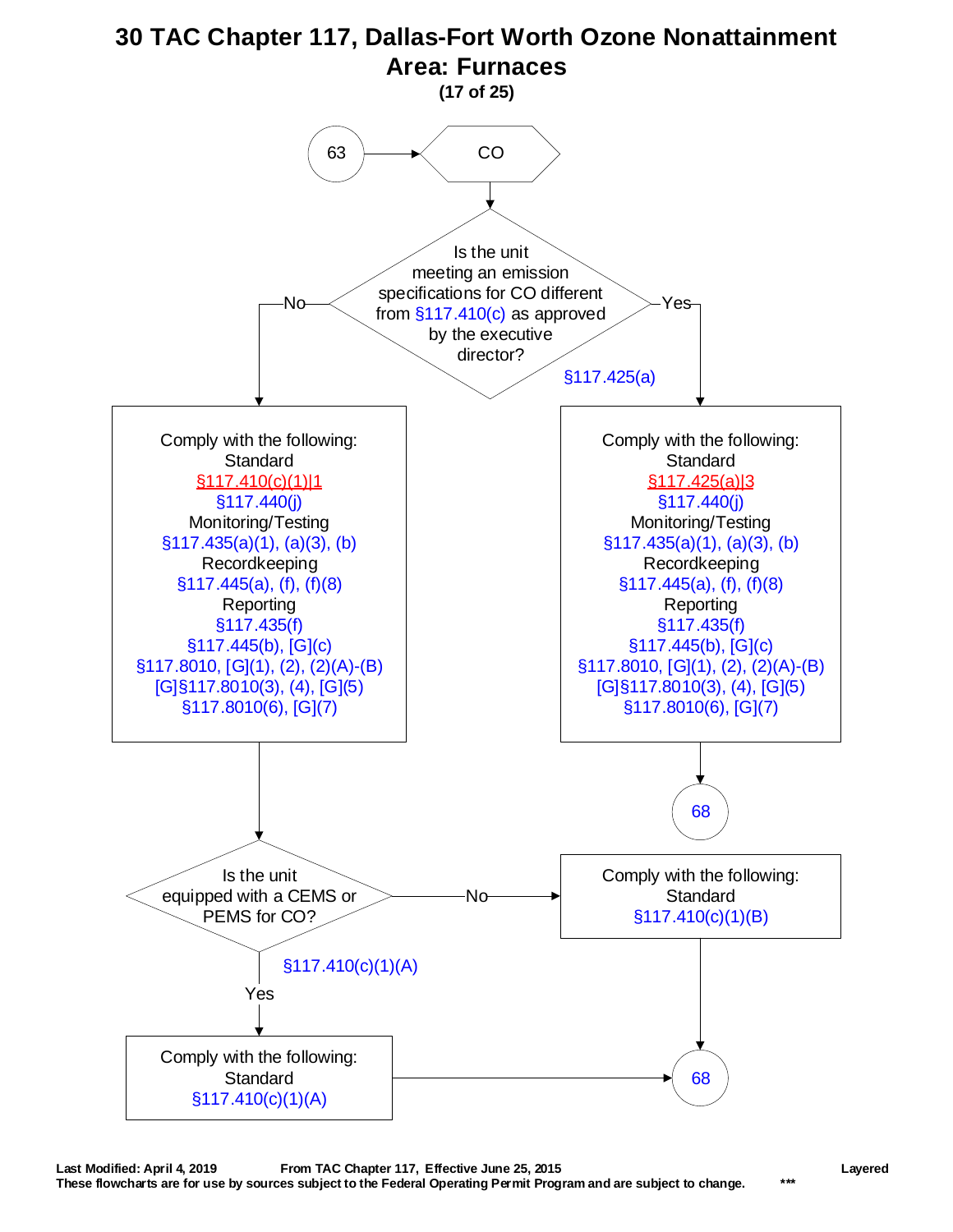# 30 TAC Chapter 117, Dallas-Fort Worth Ozone Nonattainment Area: Furnaces

**(17 of 25)**

63 → **CO**

**Is the unit meeting an emission specifications for CO different from §117.410(c) as approved by the executive director?** §117.425(a)

- **No** → Comply with the following:
  - Standard
    - §117.410(c)(1)|1
    - §117.440(j)
  - Monitoring/Testing
    - §117.435(a)(1), (a)(3), (b)
  - Recordkeeping
    - §117.445(a), (f), (f)(8)
  - Reporting
    - §117.435(f)
    - §117.445(b), [G](c)
    - §117.8010, [G](1), (2), (2)(A)-(B)
    - [G]§117.8010(3), (4), [G](5)
    - §117.8010(6), [G](7)

  → **Is the unit equipped with a CEMS or PEMS for CO?** §117.410(c)(1)(A)
  - **Yes** → Comply with the following: Standard §117.410(c)(1)(A) → 68
  - **No** → Comply with the following: Standard §117.410(c)(1)(B) → 68

- **Yes** → Comply with the following:
  - Standard
    - §117.425(a)|3
    - §117.440(j)
  - Monitoring/Testing
    - §117.435(a)(1), (a)(3), (b)
  - Recordkeeping
    - §117.445(a), (f), (f)(8)
  - Reporting
    - §117.435(f)
    - §117.445(b), [G](c)
    - §117.8010, [G](1), (2), (2)(A)-(B)
    - [G]§117.8010(3), (4), [G](5)
    - §117.8010(6), [G](7)

  → 68

Last Modified: April 4, 2019 From TAC Chapter 117, Effective June 25, 2015 Layered

These flowcharts are for use by sources subject to the Federal Operating Permit Program and are subject to change. ***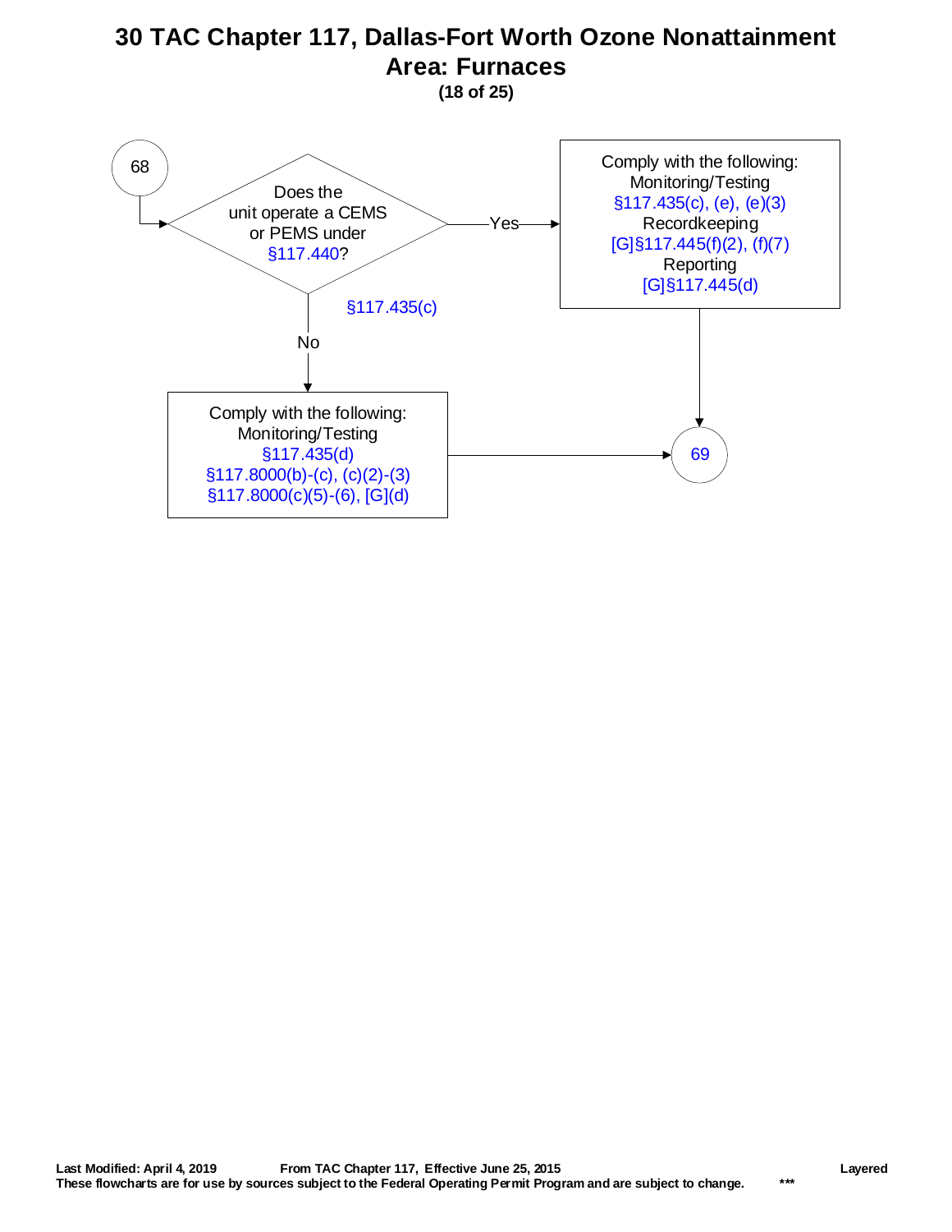# 30 TAC Chapter 117, Dallas-Fort Worth Ozone Nonattainment Area: Furnaces

**(18 of 25)**

68

Does the unit operate a CEMS or PEMS under §117.440?

§117.435(c)

Yes →

Comply with the following:
Monitoring/Testing
§117.435(c), (e), (e)(3)
Recordkeeping
[G]§117.445(f)(2), (f)(7)
Reporting
[G]§117.445(d)

→ 69

No ↓

Comply with the following:
Monitoring/Testing
§117.435(d)
§117.8000(b)-(c), (c)(2)-(3)
§117.8000(c)(5)-(6), [G](d)

→ 69

**Last Modified: April 4, 2019** **From TAC Chapter 117, Effective June 25, 2015** **Layered**

**These flowcharts are for use by sources subject to the Federal Operating Permit Program and are subject to change.** **\*\*\***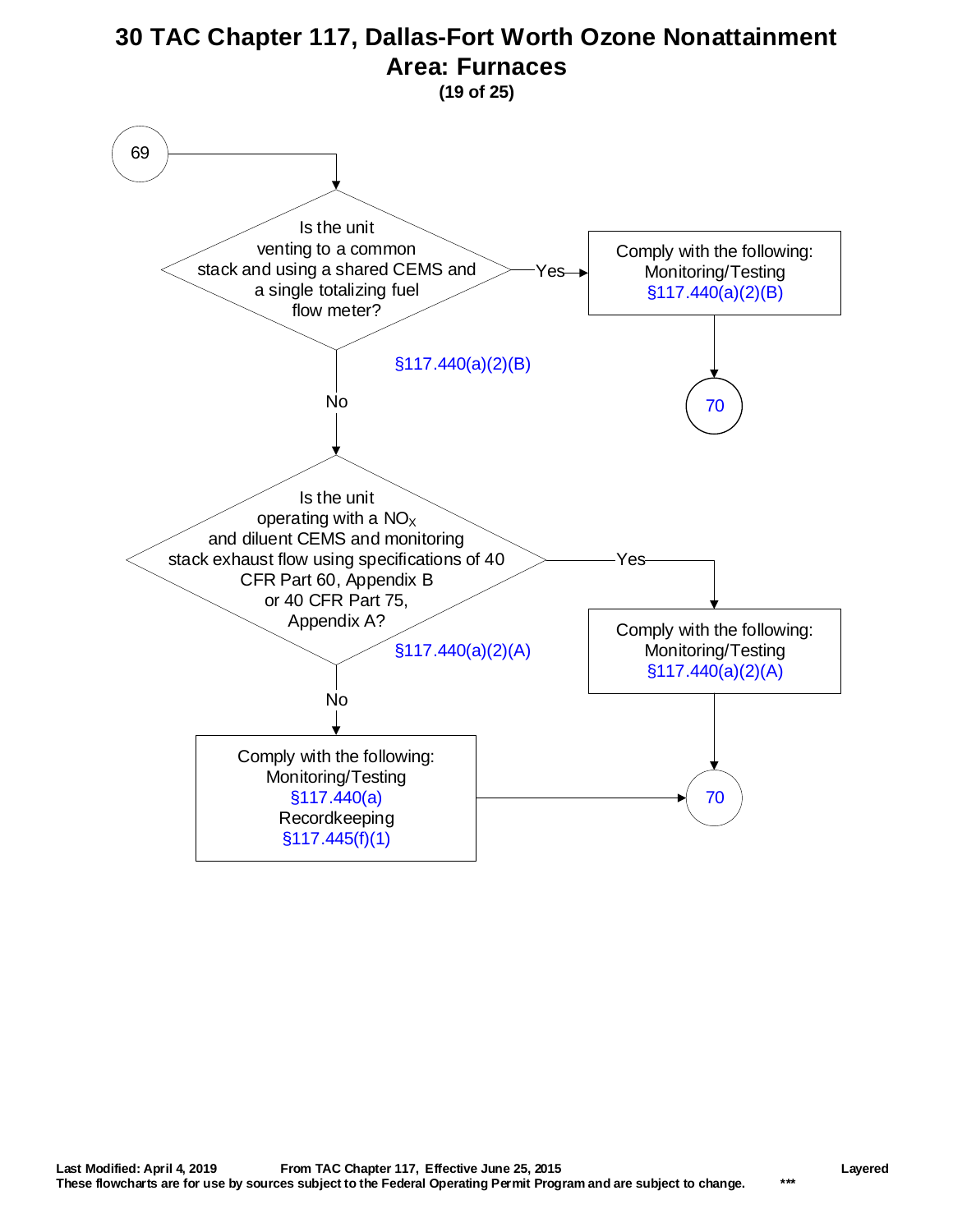# 30 TAC Chapter 117, Dallas-Fort Worth Ozone Nonattainment Area: Furnaces

**(19 of 25)**

69

Is the unit venting to a common stack and using a shared CEMS and a single totalizing fuel flow meter?

§117.440(a)(2)(B)

Yes → Comply with the following: Monitoring/Testing §117.440(a)(2)(B) → 70

No ↓

Is the unit operating with a $NO_X$ and diluent CEMS and monitoring stack exhaust flow using specifications of 40 CFR Part 60, Appendix B or 40 CFR Part 75, Appendix A?

§117.440(a)(2)(A)

Yes → Comply with the following: Monitoring/Testing §117.440(a)(2)(A) → 70

No → Comply with the following: Monitoring/Testing §117.440(a) Recordkeeping §117.445(f)(1) → 70

Last Modified: April 4, 2019 From TAC Chapter 117, Effective June 25, 2015 Layered

These flowcharts are for use by sources subject to the Federal Operating Permit Program and are subject to change. ***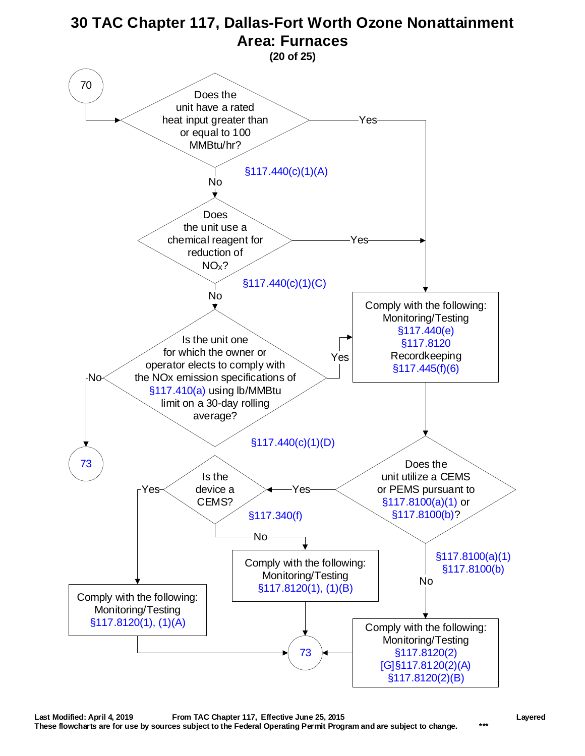# 30 TAC Chapter 117, Dallas-Fort Worth Ozone Nonattainment Area: Furnaces

**(20 of 25)**

**70** → Does the unit have a rated heat input greater than or equal to 100 MMBtu/hr? (§117.440(c)(1)(A))

- **Yes** → Comply with the following: Monitoring/Testing §117.440(e), §117.8120; Recordkeeping §117.445(f)(6)
- **No** → Does the unit use a chemical reagent for reduction of $NO_X$? (§117.440(c)(1)(C))
  - **Yes** → Comply with the following: Monitoring/Testing §117.440(e), §117.8120; Recordkeeping §117.445(f)(6)
  - **No** → Is the unit one for which the owner or operator elects to comply with the NOx emission specifications of §117.410(a) using lb/MMBtu limit on a 30-day rolling average? (§117.440(c)(1)(D))
    - **Yes** → Comply with the following: Monitoring/Testing §117.440(e), §117.8120; Recordkeeping §117.445(f)(6)
    - **No** → **73**

Comply with the following: Monitoring/Testing §117.440(e), §117.8120; Recordkeeping §117.445(f)(6) → Does the unit utilize a CEMS or PEMS pursuant to §117.8100(a)(1) or §117.8100(b)? (§117.8100(a)(1), §117.8100(b))

- **Yes** → Is the device a CEMS? (§117.340(f))
  - **Yes** → Comply with the following: Monitoring/Testing §117.8120(1), (1)(A) → **73**
  - **No** → Comply with the following: Monitoring/Testing §117.8120(1), (1)(B) → **73**
- **No** → Comply with the following: Monitoring/Testing §117.8120(2), [G]§117.8120(2)(A), §117.8120(2)(B) → **73**

Last Modified: April 4, 2019 From TAC Chapter 117, Effective June 25, 2015 Layered

These flowcharts are for use by sources subject to the Federal Operating Permit Program and are subject to change. ***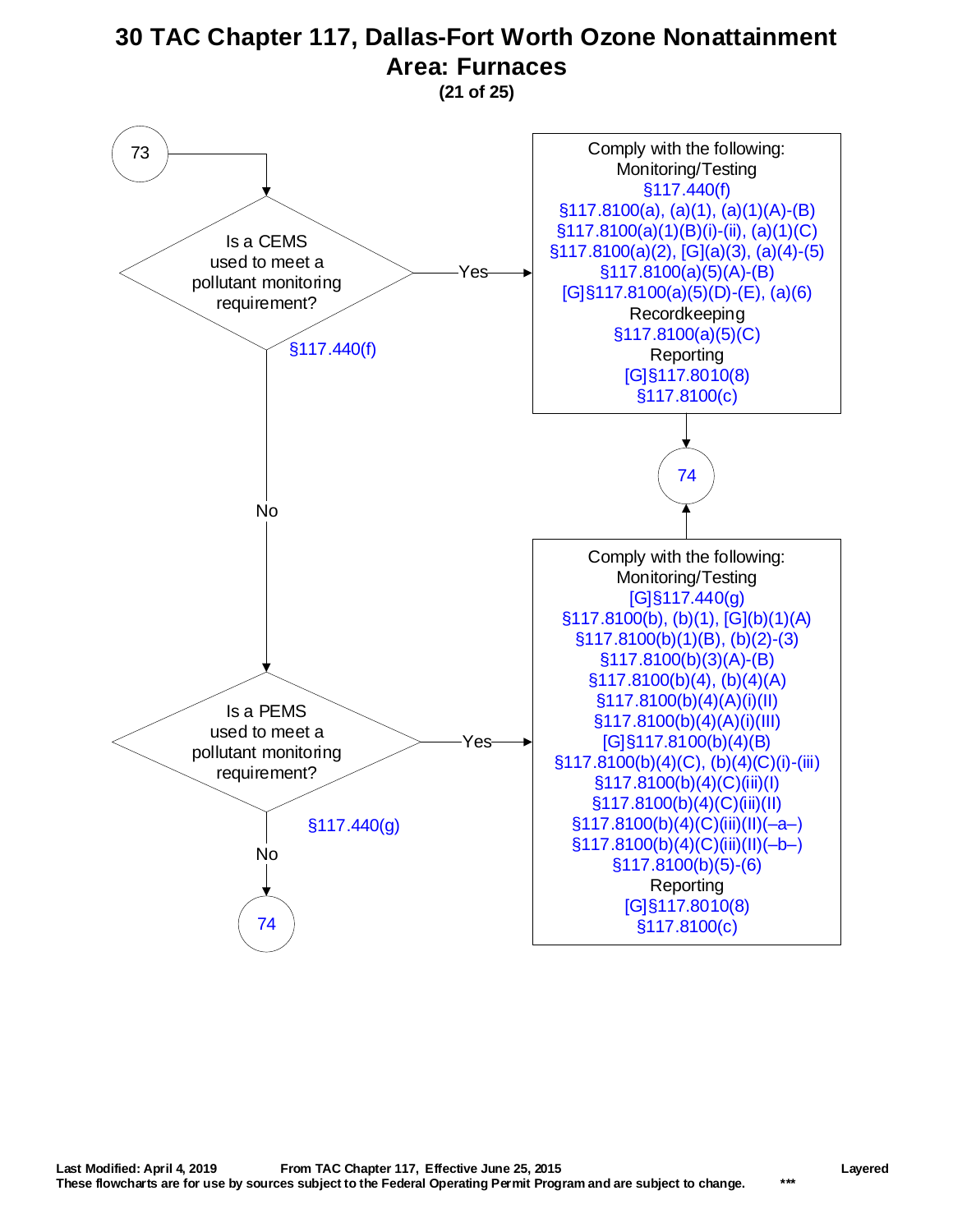# 30 TAC Chapter 117, Dallas-Fort Worth Ozone Nonattainment Area: Furnaces

**(21 of 25)**

73

**Is a CEMS used to meet a pollutant monitoring requirement?** §117.440(f)

- **Yes** → Comply with the following:
  - Monitoring/Testing
    - §117.440(f)
    - §117.8100(a), (a)(1), (a)(1)(A)-(B)
    - §117.8100(a)(1)(B)(i)-(ii), (a)(1)(C)
    - §117.8100(a)(2), [G](a)(3), (a)(4)-(5)
    - §117.8100(a)(5)(A)-(B)
    - [G]§117.8100(a)(5)(D)-(E), (a)(6)
  - Recordkeeping
    - §117.8100(a)(5)(C)
  - Reporting
    - [G]§117.8010(8)
    - §117.8100(c)
  - → 74
- **No** → **Is a PEMS used to meet a pollutant monitoring requirement?** §117.440(g)
  - **Yes** → Comply with the following:
    - Monitoring/Testing
      - [G]§117.440(g)
      - §117.8100(b), (b)(1), [G](b)(1)(A)
      - §117.8100(b)(1)(B), (b)(2)-(3)
      - §117.8100(b)(3)(A)-(B)
      - §117.8100(b)(4), (b)(4)(A)
      - §117.8100(b)(4)(A)(i)(II)
      - §117.8100(b)(4)(A)(i)(III)
      - [G]§117.8100(b)(4)(B)
      - §117.8100(b)(4)(C), (b)(4)(C)(i)-(iii)
      - §117.8100(b)(4)(C)(iii)(I)
      - §117.8100(b)(4)(C)(iii)(II)
      - §117.8100(b)(4)(C)(iii)(II)(–a–)
      - §117.8100(b)(4)(C)(iii)(II)(–b–)
      - §117.8100(b)(5)-(6)
    - Reporting
      - [G]§117.8010(8)
      - §117.8100(c)
    - → 74
  - **No** → 74

Last Modified: April 4, 2019 From TAC Chapter 117, Effective June 25, 2015 Layered

These flowcharts are for use by sources subject to the Federal Operating Permit Program and are subject to change. ***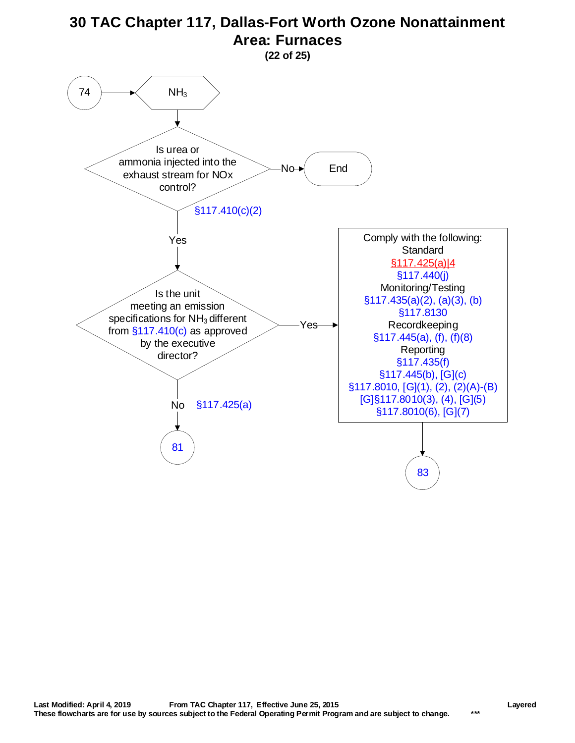# 30 TAC Chapter 117, Dallas-Fort Worth Ozone Nonattainment Area: Furnaces

**(22 of 25)**

74 → $NH_3$

**Is urea or ammonia injected into the exhaust stream for NOx control?** §117.410(c)(2)

- No → End
- Yes → **Is the unit meeting an emission specifications for $NH_3$ different from §117.410(c) as approved by the executive director?**
  - No → §117.425(a) → 81
  - Yes → Comply with the following:
    - Standard
      - §117.425(a)|4
      - §117.440(j)
    - Monitoring/Testing
      - §117.435(a)(2), (a)(3), (b)
      - §117.8130
    - Recordkeeping
      - §117.445(a), (f), (f)(8)
    - Reporting
      - §117.435(f)
      - §117.445(b), [G](c)
      - §117.8010, [G](1), (2), (2)(A)-(B)
      - [G]§117.8010(3), (4), [G](5)
      - §117.8010(6), [G](7)

    → 83

Last Modified: April 4, 2019 From TAC Chapter 117, Effective June 25, 2015 Layered

These flowcharts are for use by sources subject to the Federal Operating Permit Program and are subject to change. ***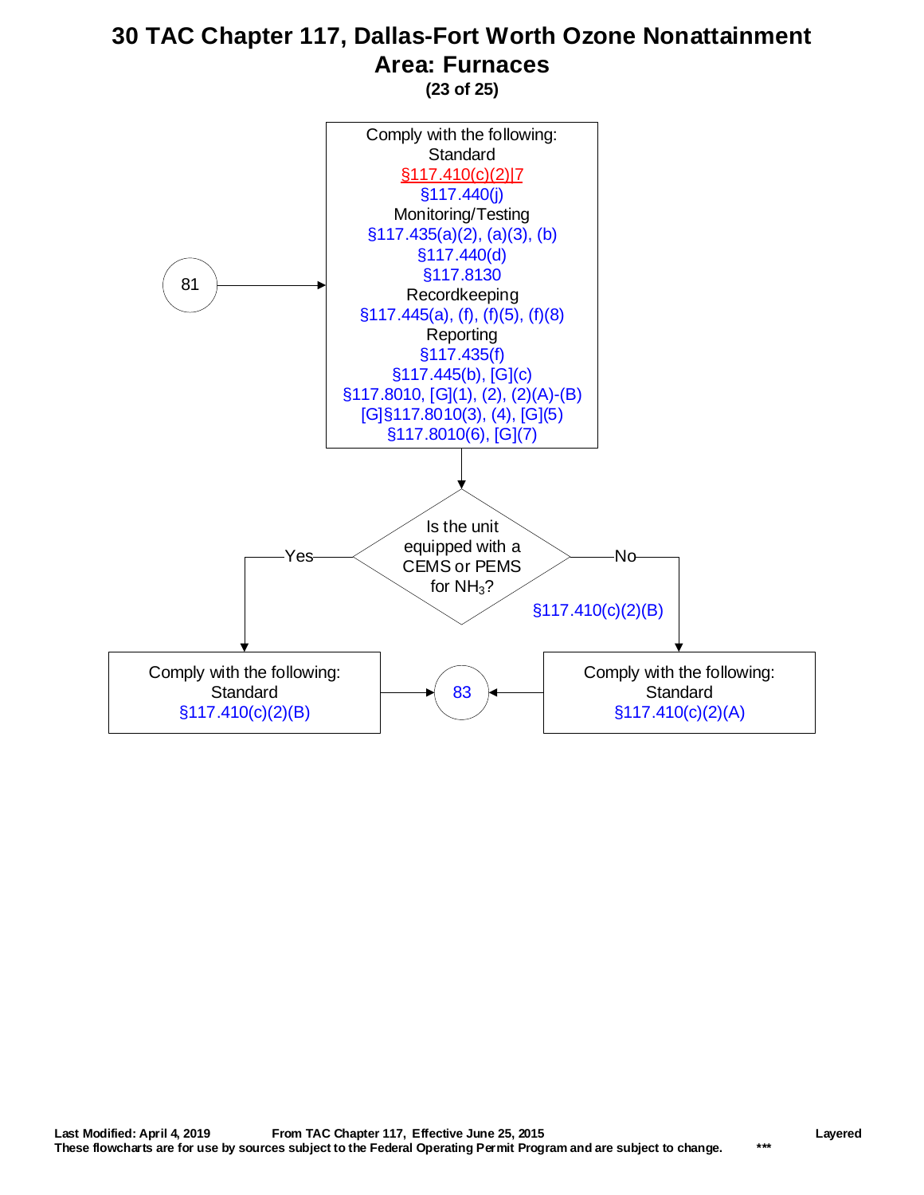# 30 TAC Chapter 117, Dallas-Fort Worth Ozone Nonattainment Area: Furnaces

**(23 of 25)**

81 →

Comply with the following:

Standard
§117.410(c)(2)|7
§117.440(j)

Monitoring/Testing
§117.435(a)(2), (a)(3), (b)
§117.440(d)
§117.8130

Recordkeeping
§117.445(a), (f), (f)(5), (f)(8)

Reporting
§117.435(f)
§117.445(b), [G](c)
§117.8010, [G](1), (2), (2)(A)-(B)
[G]§117.8010(3), (4), [G](5)
§117.8010(6), [G](7)

↓

Is the unit equipped with a CEMS or PEMS for $NH_3$?

- Yes → Comply with the following: Standard §117.410(c)(2)(B) → 83
- No (§117.410(c)(2)(B)) → Comply with the following: Standard §117.410(c)(2)(A) → 83

Last Modified: April 4, 2019 From TAC Chapter 117, Effective June 25, 2015 Layered

These flowcharts are for use by sources subject to the Federal Operating Permit Program and are subject to change. ***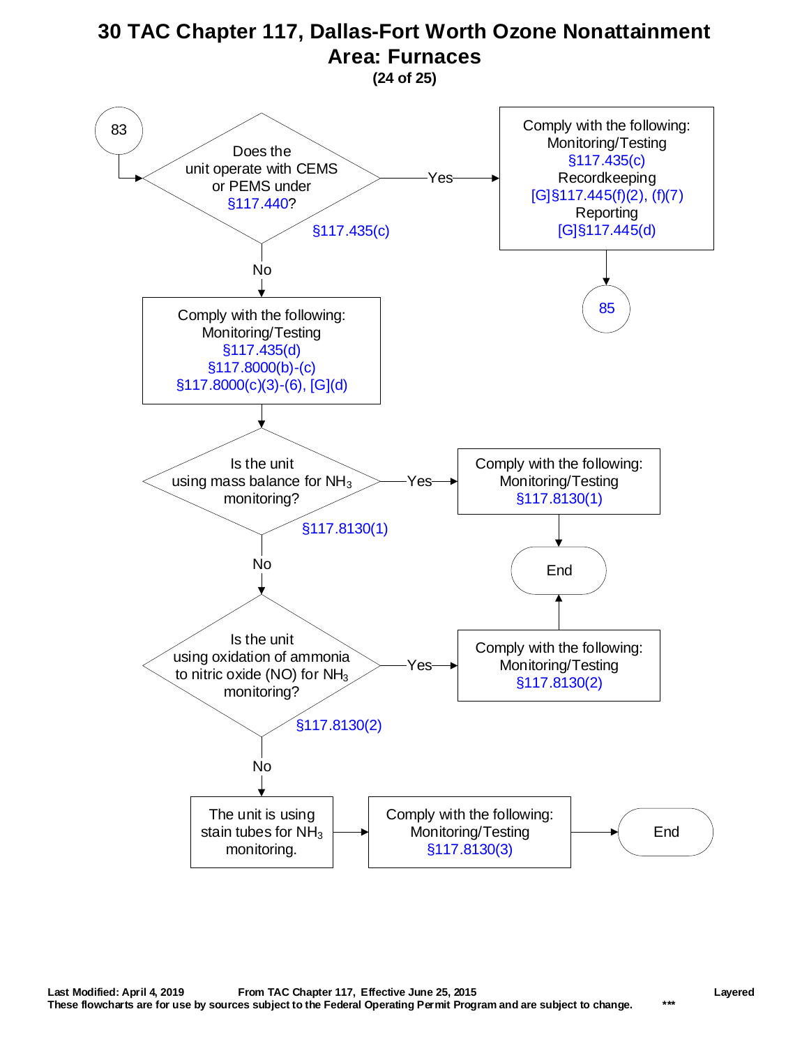# 30 TAC Chapter 117, Dallas-Fort Worth Ozone Nonattainment Area: Furnaces

**(24 of 25)**

83

**Does the unit operate with CEMS or PEMS under §117.440?** (§117.435(c))

- **Yes** → Comply with the following:
  - Monitoring/Testing: §117.435(c)
  - Recordkeeping: [G]§117.445(f)(2), (f)(7)
  - Reporting: [G]§117.445(d)
  - → 85
- **No** → Comply with the following:
  - Monitoring/Testing: §117.435(d), §117.8000(b)-(c), §117.8000(c)(3)-(6), [G](d)

**Is the unit using mass balance for $NH_3$ monitoring?** (§117.8130(1))

- **Yes** → Comply with the following:
  - Monitoring/Testing: §117.8130(1)
  - → End
- **No** → continue

**Is the unit using oxidation of ammonia to nitric oxide (NO) for $NH_3$ monitoring?** (§117.8130(2))

- **Yes** → Comply with the following:
  - Monitoring/Testing: §117.8130(2)
  - → End
- **No** → The unit is using stain tubes for $NH_3$ monitoring.
  - → Comply with the following:
    - Monitoring/Testing: §117.8130(3)
  - → End

Last Modified: April 4, 2019 From TAC Chapter 117, Effective June 25, 2015 Layered

These flowcharts are for use by sources subject to the Federal Operating Permit Program and are subject to change. ***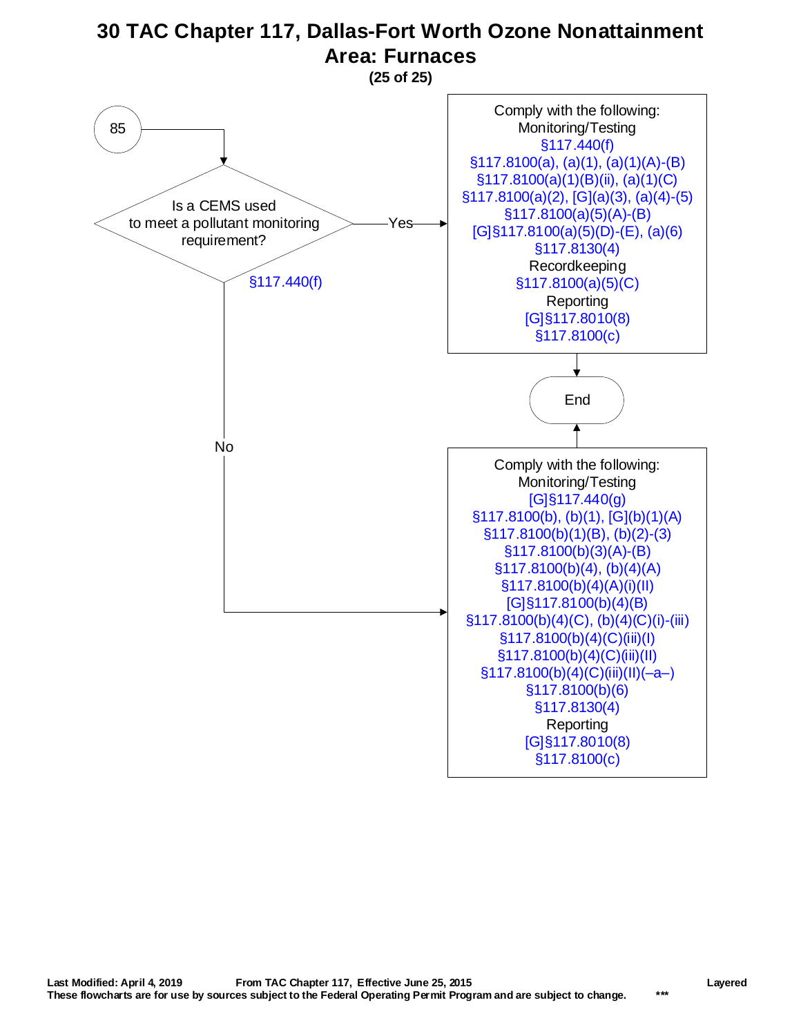# 30 TAC Chapter 117, Dallas-Fort Worth Ozone Nonattainment Area: Furnaces

**(25 of 25)**

85

Is a CEMS used to meet a pollutant monitoring requirement?

§117.440(f)

Yes

Comply with the following:

Monitoring/Testing

§117.440(f)

§117.8100(a), (a)(1), (a)(1)(A)-(B)

§117.8100(a)(1)(B)(ii), (a)(1)(C)

§117.8100(a)(2), [G](a)(3), (a)(4)-(5)

§117.8100(a)(5)(A)-(B)

[G]§117.8100(a)(5)(D)-(E), (a)(6)

§117.8130(4)

Recordkeeping

§117.8100(a)(5)(C)

Reporting

[G]§117.8010(8)

§117.8100(c)

End

No

Comply with the following:

Monitoring/Testing

[G]§117.440(g)

§117.8100(b), (b)(1), [G](b)(1)(A)

§117.8100(b)(1)(B), (b)(2)-(3)

§117.8100(b)(3)(A)-(B)

§117.8100(b)(4), (b)(4)(A)

§117.8100(b)(4)(A)(i)(II)

[G]§117.8100(b)(4)(B)

§117.8100(b)(4)(C), (b)(4)(C)(i)-(iii)

§117.8100(b)(4)(C)(iii)(I)

§117.8100(b)(4)(C)(iii)(II)

§117.8100(b)(4)(C)(iii)(II)(–a–)

§117.8100(b)(6)

§117.8130(4)

Reporting

[G]§117.8010(8)

§117.8100(c)

**Last Modified: April 4, 2019** **From TAC Chapter 117, Effective June 25, 2015** **Layered**

**These flowcharts are for use by sources subject to the Federal Operating Permit Program and are subject to change.** *****